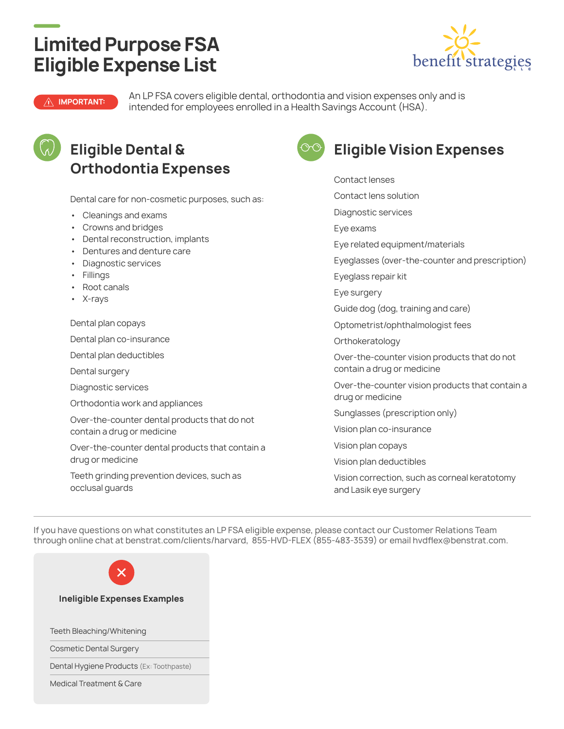# Limited Purpose FSA Eligible Expense List

benefit strategies LLC

**IMPORTANT:** An LP FSA covers eligible dental, orthodontia and vision expenses only and is intended for employees enrolled in a Health Savings Account (HSA).

## Eligible Dental & Orthodontia Expenses

Dental care for non-cosmetic purposes, such as:

- Cleanings and exams
- Crowns and bridges
- Dental reconstruction, implants
- Dentures and denture care
- Diagnostic services
- Fillings
- Root canals
- X-rays

Dental plan copays

Dental plan co-insurance

Dental plan deductibles

Dental surgery

Diagnostic services

Orthodontia work and appliances

Over-the-counter dental products that do not contain a drug or medicine

Over-the-counter dental products that contain a drug or medicine

Teeth grinding prevention devices, such as occlusal guards

## Eligible Vision Expenses

Contact lenses

Contact lens solution

Diagnostic services

Eye exams

Eye related equipment/materials

Eyeglasses (over-the-counter and prescription)

Eyeglass repair kit

Eye surgery

Guide dog (dog, training and care)

Optometrist/ophthalmologist fees

Orthokeratology

Over-the-counter vision products that do not contain a drug or medicine

Over-the-counter vision products that contain a drug or medicine

Sunglasses (prescription only)

Vision plan co-insurance

Vision plan copays

Vision plan deductibles

Vision correction, such as corneal keratotomy and Lasik eye surgery

---

If you have questions on what constitutes an LP FSA eligible expense, please contact our Customer Relations Team through online chat at benstrat.com/clients/harvard, 855-HVD-FLEX (855-483-3539) or email hvdflex@benstrat.com.

### Ineligible Expenses Examples

- Teeth Bleaching/Whitening
- Cosmetic Dental Surgery
- Dental Hygiene Products (Ex: Toothpaste)
- Medical Treatment & Care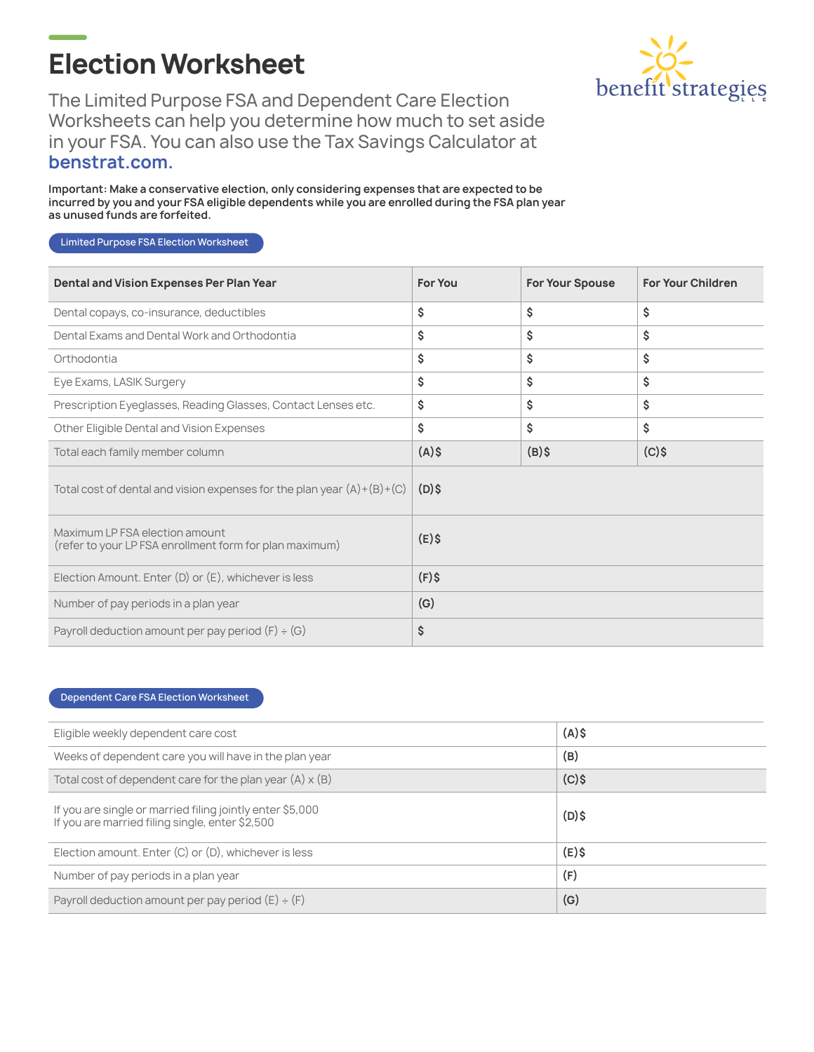# Election Worksheet

The Limited Purpose FSA and Dependent Care Election Worksheets can help you determine how much to set aside in your FSA. You can also use the Tax Savings Calculator at **benstrat.com.**

**Important: Make a conservative election, only considering expenses that are expected to be incurred by you and your FSA eligible dependents while you are enrolled during the FSA plan year as unused funds are forfeited.**

## Limited Purpose FSA Election Worksheet

| Dental and Vision Expenses Per Plan Year | For You | For Your Spouse | For Your Children |
|---|---|---|---|
| Dental copays, co-insurance, deductibles | $ | $ | $ |
| Dental Exams and Dental Work and Orthodontia | $ | $ | $ |
| Orthodontia | $ | $ | $ |
| Eye Exams, LASIK Surgery | $ | $ | $ |
| Prescription Eyeglasses, Reading Glasses, Contact Lenses etc. | $ | $ | $ |
| Other Eligible Dental and Vision Expenses | $ | $ | $ |
| Total each family member column | (A) $ | (B) $ | (C) $ |
| Total cost of dental and vision expenses for the plan year (A)+(B)+(C) | (D) $ | | |
| Maximum LP FSA election amount (refer to your LP FSA enrollment form for plan maximum) | (E) $ | | |
| Election Amount. Enter (D) or (E), whichever is less | (F) $ | | |
| Number of pay periods in a plan year | (G) | | |
| Payroll deduction amount per pay period (F) ÷ (G) | $ | | |

## Dependent Care FSA Election Worksheet

| | |
|---|---|
| Eligible weekly dependent care cost | (A) $ |
| Weeks of dependent care you will have in the plan year | (B) |
| Total cost of dependent care for the plan year (A) x (B) | (C) $ |
| If you are single or married filing jointly enter $5,000<br>If you are married filing single, enter $2,500 | (D) $ |
| Election amount. Enter (C) or (D), whichever is less | (E) $ |
| Number of pay periods in a plan year | (F) |
| Payroll deduction amount per pay period (E) ÷ (F) | (G) |